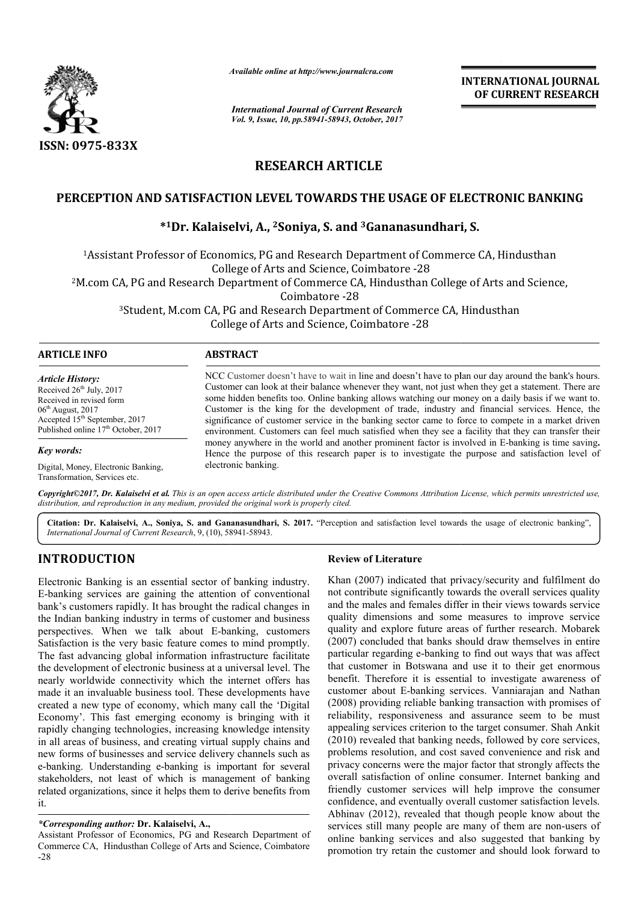# RESEARCH ARTICLE

## PERCEPTION AND SATISFACTION LEVEL TOWARDS THE USAGE OF ELECTRONIC BANKING

***[1]Dr. Kalaiselvi, A., [2]Soniya, S. and [3]Gananasundhari, S.**

[1]Assistant Professor of Economics, PG and Research Department of Commerce CA, Hindusthan College of Arts and Science, Coimbatore -28

[2]M.com CA, PG and Research Department of Commerce CA, Hindusthan College of Arts and Science, Coimbatore -28

[3]Student, M.com CA, PG and Research Department of Commerce CA, Hindusthan College of Arts and Science, Coimbatore -28

### ARTICLE INFO

*Article History:*

Received 26th July, 2017
Received in revised form 06th August, 2017
Accepted 15th September, 2017
Published online 17th October, 2017

*Key words:*

Digital, Money, Electronic Banking, Transformation, Services etc.

### ABSTRACT

NCC Customer doesn't have to wait in line and doesn't have to plan our day around the bank's hours. Customer can look at their balance whenever they want, not just when they get a statement. There are some hidden benefits too. Online banking allows watching our money on a daily basis if we want to. Customer is the king for the development of trade, industry and financial services. Hence, the significance of customer service in the banking sector came to force to compete in a market driven environment. Customers can feel much satisfied when they see a facility that they can transfer their money anywhere in the world and another prominent factor is involved in E-banking is time saving**.** Hence the purpose of this research paper is to investigate the purpose and satisfaction level of electronic banking.

*Copyright©2017, Dr. Kalaiselvi et al. This is an open access article distributed under the Creative Commons Attribution License, which permits unrestricted use, distribution, and reproduction in any medium, provided the original work is properly cited.*

**Citation: Dr. Kalaiselvi, A., Soniya, S. and Gananasundhari, S. 2017.** "Perception and satisfaction level towards the usage of electronic banking", *International Journal of Current Research*, 9, (10), 58941-58943.

## INTRODUCTION

Electronic Banking is an essential sector of banking industry. E-banking services are gaining the attention of conventional bank's customers rapidly. It has brought the radical changes in the Indian banking industry in terms of customer and business perspectives. When we talk about E-banking, customers Satisfaction is the very basic feature comes to mind promptly. The fast advancing global information infrastructure facilitate the development of electronic business at a universal level. The nearly worldwide connectivity which the internet offers has made it an invaluable business tool. These developments have created a new type of economy, which many call the 'Digital Economy'. This fast emerging economy is bringing with it rapidly changing technologies, increasing knowledge intensity in all areas of business, and creating virtual supply chains and new forms of businesses and service delivery channels such as e-banking. Understanding e-banking is important for several stakeholders, not least of which is management of banking related organizations, since it helps them to derive benefits from it.

***Corresponding author:* Dr. Kalaiselvi, A.,**
Assistant Professor of Economics, PG and Research Department of Commerce CA, Hindusthan College of Arts and Science, Coimbatore -28

### Review of Literature

Khan (2007) indicated that privacy/security and fulfilment do not contribute significantly towards the overall services quality and the males and females differ in their views towards service quality dimensions and some measures to improve service quality and explore future areas of further research. Mobarek (2007) concluded that banks should draw themselves in entire particular regarding e-banking to find out ways that was affect that customer in Botswana and use it to their get enormous benefit. Therefore it is essential to investigate awareness of customer about E-banking services. Vanniarajan and Nathan (2008) providing reliable banking transaction with promises of reliability, responsiveness and assurance seem to be must appealing services criterion to the target consumer. Shah Ankit (2010) revealed that banking needs, followed by core services, problems resolution, and cost saved convenience and risk and privacy concerns were the major factor that strongly affects the overall satisfaction of online consumer. Internet banking and friendly customer services will help improve the consumer confidence, and eventually overall customer satisfaction levels. Abhinav (2012), revealed that though people know about the services still many people are many of them are non-users of online banking services and also suggested that banking by promotion try retain the customer and should look forward to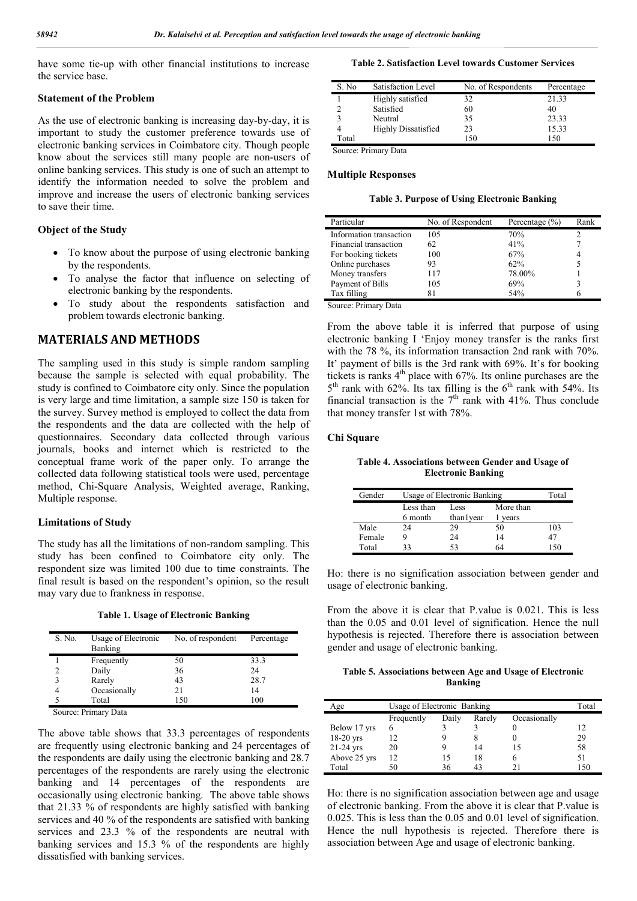have some tie-up with other financial institutions to increase the service base.

### Statement of the Problem

As the use of electronic banking is increasing day-by-day, it is important to study the customer preference towards use of electronic banking services in Coimbatore city. Though people know about the services still many people are non-users of online banking services. This study is one of such an attempt to identify the information needed to solve the problem and improve and increase the users of electronic banking services to save their time.

### Object of the Study

- To know about the purpose of using electronic banking by the respondents.
- To analyse the factor that influence on selecting of electronic banking by the respondents.
- To study about the respondents satisfaction and problem towards electronic banking.

## MATERIALS AND METHODS

The sampling used in this study is simple random sampling because the sample is selected with equal probability. The study is confined to Coimbatore city only. Since the population is very large and time limitation, a sample size 150 is taken for the survey. Survey method is employed to collect the data from the respondents and the data are collected with the help of questionnaires. Secondary data collected through various journals, books and internet which is restricted to the conceptual frame work of the paper only. To arrange the collected data following statistical tools were used, percentage method, Chi-Square Analysis, Weighted average, Ranking, Multiple response.

### Limitations of Study

The study has all the limitations of non-random sampling. This study has been confined to Coimbatore city only. The respondent size was limited 100 due to time constraints. The final result is based on the respondent's opinion, so the result may vary due to frankness in response.

**Table 1. Usage of Electronic Banking**

| S. No. | Usage of Electronic Banking | No. of respondent | Percentage |
|---|---|---|---|
| 1 | Frequently | 50 | 33.3 |
| 2 | Daily | 36 | 24 |
| 3 | Rarely | 43 | 28.7 |
| 4 | Occasionally | 21 | 14 |
| 5 | Total | 150 | 100 |

Source: Primary Data

The above table shows that 33.3 percentages of respondents are frequently using electronic banking and 24 percentages of the respondents are daily using the electronic banking and 28.7 percentages of the respondents are rarely using the electronic banking and 14 percentages of the respondents are occasionally using electronic banking. The above table shows that 21.33 % of respondents are highly satisfied with banking services and 40 % of the respondents are satisfied with banking services and 23.3 % of the respondents are neutral with banking services and 15.3 % of the respondents are highly dissatisfied with banking services.

**Table 2. Satisfaction Level towards Customer Services**

| S. No | Satisfaction Level | No. of Respondents | Percentage |
|---|---|---|---|
| 1 | Highly satisfied | 32 | 21.33 |
| 2 | Satisfied | 60 | 40 |
| 3 | Neutral | 35 | 23.33 |
| 4 | Highly Dissatisfied | 23 | 15.33 |
| Total | | 150 | 150 |

Source: Primary Data

### Multiple Responses

**Table 3. Purpose of Using Electronic Banking**

| Particular | No. of Respondent | Percentage (%) | Rank |
|---|---|---|---|
| Information transaction | 105 | 70% | 2 |
| Financial transaction | 62 | 41% | 7 |
| For booking tickets | 100 | 67% | 4 |
| Online purchases | 93 | 62% | 5 |
| Money transfers | 117 | 78.00% | 1 |
| Payment of Bills | 105 | 69% | 3 |
| Tax filling | 81 | 54% | 6 |

Source: Primary Data

From the above table it is inferred that purpose of using electronic banking I 'Enjoy money transfer is the ranks first with the 78 %, its information transaction 2nd rank with 70%. It' payment of bills is the 3rd rank with 69%. It's for booking tickets is ranks 4th place with 67%. Its online purchases are the 5th rank with 62%. Its tax filling is the 6th rank with 54%. Its financial transaction is the 7th rank with 41%. Thus conclude that money transfer 1st with 78%.

### Chi Square

**Table 4. Associations between Gender and Usage of Electronic Banking**

| Gender | Usage of Electronic Banking | | | Total |
|---|---|---|---|---|
| | Less than 6 month | Less than1year | More than 1 years | |
| Male | 24 | 29 | 50 | 103 |
| Female | 9 | 24 | 14 | 47 |
| Total | 33 | 53 | 64 | 150 |

Ho: there is no signification association between gender and usage of electronic banking.

From the above it is clear that P.value is 0.021. This is less than the 0.05 and 0.01 level of signification. Hence the null hypothesis is rejected. Therefore there is association between gender and usage of electronic banking.

**Table 5. Associations between Age and Usage of Electronic Banking**

| Age | Usage of Electronic Banking | | | | Total |
|---|---|---|---|---|---|
| | Frequently | Daily | Rarely | Occasionally | |
| Below 17 yrs | 6 | 3 | 3 | 0 | 12 |
| 18-20 yrs | 12 | 9 | 8 | 0 | 29 |
| 21-24 yrs | 20 | 9 | 14 | 15 | 58 |
| Above 25 yrs | 12 | 15 | 18 | 6 | 51 |
| Total | 50 | 36 | 43 | 21 | 150 |

Ho: there is no signification association between age and usage of electronic banking. From the above it is clear that P.value is 0.025. This is less than the 0.05 and 0.01 level of signification. Hence the null hypothesis is rejected. Therefore there is association between Age and usage of electronic banking.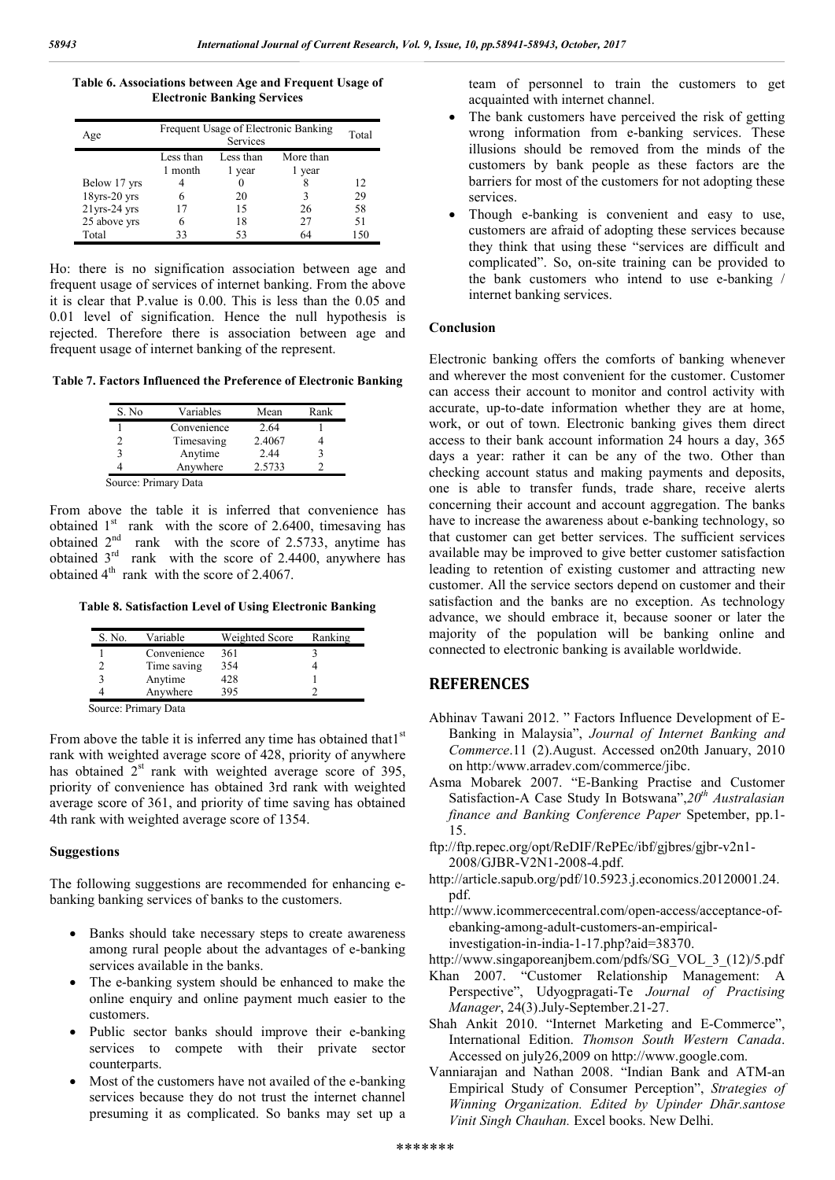**Table 6. Associations between Age and Frequent Usage of Electronic Banking Services**

| Age | Frequent Usage of Electronic Banking Services | | | Total |
|---|---|---|---|---|
| | Less than 1 month | Less than 1 year | More than 1 year | |
| Below 17 yrs | 4 | 0 | 8 | 12 |
| 18yrs-20 yrs | 6 | 20 | 3 | 29 |
| 21yrs-24 yrs | 17 | 15 | 26 | 58 |
| 25 above yrs | 6 | 18 | 27 | 51 |
| Total | 33 | 53 | 64 | 150 |

Ho: there is no signification association between age and frequent usage of services of internet banking. From the above it is clear that P.value is 0.00. This is less than the 0.05 and 0.01 level of signification. Hence the null hypothesis is rejected. Therefore there is association between age and frequent usage of internet banking of the represent.

**Table 7. Factors Influenced the Preference of Electronic Banking**

| S. No | Variables | Mean | Rank |
|---|---|---|---|
| 1 | Convenience | 2.64 | 1 |
| 2 | Timesaving | 2.4067 | 4 |
| 3 | Anytime | 2.44 | 3 |
| 4 | Anywhere | 2.5733 | 2 |

Source: Primary Data

From above the table it is inferred that convenience has obtained 1st rank with the score of 2.6400, timesaving has obtained 2nd rank with the score of 2.5733, anytime has obtained 3rd rank with the score of 2.4400, anywhere has obtained 4th rank with the score of 2.4067.

**Table 8. Satisfaction Level of Using Electronic Banking**

| S. No. | Variable | Weighted Score | Ranking |
|---|---|---|---|
| 1 | Convenience | 361 | 3 |
| 2 | Time saving | 354 | 4 |
| 3 | Anytime | 428 | 1 |
| 4 | Anywhere | 395 | 2 |

Source: Primary Data

From above the table it is inferred any time has obtained that1st rank with weighted average score of 428, priority of anywhere has obtained 2st rank with weighted average score of 395, priority of convenience has obtained 3rd rank with weighted average score of 361, and priority of time saving has obtained 4th rank with weighted average score of 1354.

### Suggestions

The following suggestions are recommended for enhancing e-banking banking services of banks to the customers.

- Banks should take necessary steps to create awareness among rural people about the advantages of e-banking services available in the banks.
- The e-banking system should be enhanced to make the online enquiry and online payment much easier to the customers.
- Public sector banks should improve their e-banking services to compete with their private sector counterparts.
- Most of the customers have not availed of the e-banking services because they do not trust the internet channel presuming it as complicated. So banks may set up a team of personnel to train the customers to get acquainted with internet channel.
- The bank customers have perceived the risk of getting wrong information from e-banking services. These illusions should be removed from the minds of the customers by bank people as these factors are the barriers for most of the customers for not adopting these services.
- Though e-banking is convenient and easy to use, customers are afraid of adopting these services because they think that using these "services are difficult and complicated". So, on-site training can be provided to the bank customers who intend to use e-banking / internet banking services.

### Conclusion

Electronic banking offers the comforts of banking whenever and wherever the most convenient for the customer. Customer can access their account to monitor and control activity with accurate, up-to-date information whether they are at home, work, or out of town. Electronic banking gives them direct access to their bank account information 24 hours a day, 365 days a year: rather it can be any of the two. Other than checking account status and making payments and deposits, one is able to transfer funds, trade share, receive alerts concerning their account and account aggregation. The banks have to increase the awareness about e-banking technology, so that customer can get better services. The sufficient services available may be improved to give better customer satisfaction leading to retention of existing customer and attracting new customer. All the service sectors depend on customer and their satisfaction and the banks are no exception. As technology advance, we should embrace it, because sooner or later the majority of the population will be banking online and connected to electronic banking is available worldwide.

## REFERENCES

Abhinav Tawani 2012. " Factors Influence Development of E-Banking in Malaysia", *Journal of Internet Banking and Commerce*.11 (2).August. Accessed on20th January, 2010 on http:/www.arradev.com/commerce/jibc.

Asma Mobarek 2007. "E-Banking Practise and Customer Satisfaction-A Case Study In Botswana",*20th Australasian finance and Banking Conference Paper* Spetember, pp.1-15.

ftp://ftp.repec.org/opt/ReDIF/RePEc/ibf/gjbres/gjbr-v2n1-2008/GJBR-V2N1-2008-4.pdf.

http://article.sapub.org/pdf/10.5923.j.economics.20120001.24.pdf.

http://www.icommercecentral.com/open-access/acceptance-of-ebanking-among-adult-customers-an-empirical-investigation-in-india-1-17.php?aid=38370.

http://www.singaporeanjbem.com/pdfs/SG_VOL_3_(12)/5.pdf

Khan 2007. "Customer Relationship Management: A Perspective", Udyogpragati-Te *Journal of Practising Manager*, 24(3).July-September.21-27.

Shah Ankit 2010. "Internet Marketing and E-Commerce", International Edition. *Thomson South Western Canada*. Accessed on july26,2009 on http://www.google.com.

Vanniarajan and Nathan 2008. "Indian Bank and ATM-an Empirical Study of Consumer Perception", *Strategies of Winning Organization. Edited by Upinder Dhār.santose Vinit Singh Chauhan.* Excel books. New Delhi.

*******